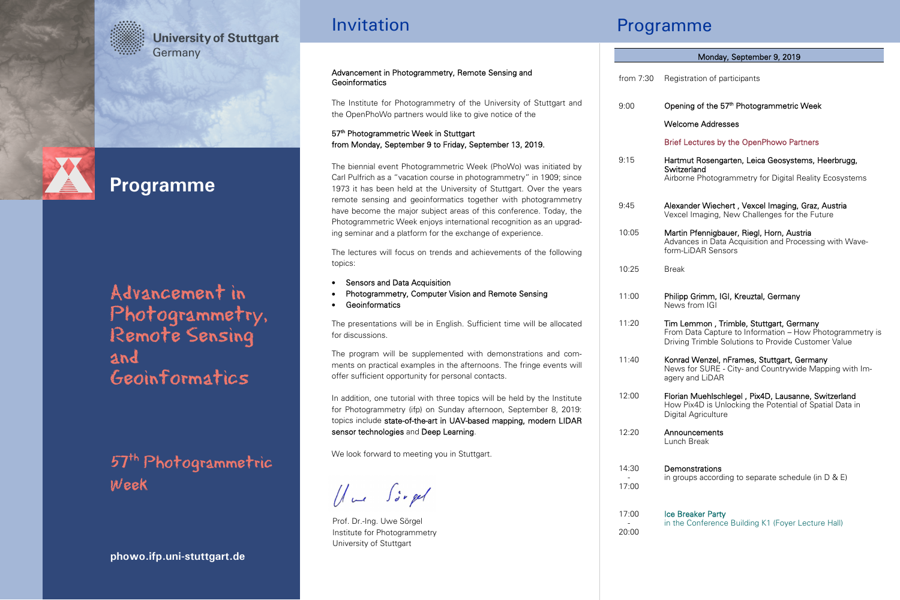University of Stuttgart
Germany

# Programme

## Advancement in Photogrammetry, Remote Sensing and Geoinformatics

## 57th Photogrammetric Week

**phowo.ifp.uni-stuttgart.de**

# Invitation

Advancement in Photogrammetry, Remote Sensing and Geoinformatics

The Institute for Photogrammetry of the University of Stuttgart and the OpenPhoWo partners would like to give notice of the

57th Photogrammetric Week in Stuttgart
from Monday, September 9 to Friday, September 13, 2019.

The biennial event Photogrammetric Week (PhoWo) was initiated by Carl Pulfrich as a "vacation course in photogrammetry" in 1909; since 1973 it has been held at the University of Stuttgart. Over the years remote sensing and geoinformatics together with photogrammetry have become the major subject areas of this conference. Today, the Photogrammetric Week enjoys international recognition as an upgrading seminar and a platform for the exchange of experience.

The lectures will focus on trends and achievements of the following topics:

- Sensors and Data Acquisition
- Photogrammetry, Computer Vision and Remote Sensing
- Geoinformatics

The presentations will be in English. Sufficient time will be allocated for discussions.

The program will be supplemented with demonstrations and comments on practical examples in the afternoons. The fringe events will offer sufficient opportunity for personal contacts.

In addition, one tutorial with three topics will be held by the Institute for Photogrammetry (ifp) on Sunday afternoon, September 8, 2019: topics include state-of-the-art in UAV-based mapping, modern LIDAR sensor technologies and Deep Learning.

We look forward to meeting you in Stuttgart.

Prof. Dr.-Ing. Uwe Sörgel
Institute for Photogrammetry
University of Stuttgart

# Programme

**Monday, September 9, 2019**

| Time | Event |
|---|---|
| from 7:30 | Registration of participants |
| 9:00 | Opening of the 57th Photogrammetric Week<br>Welcome Addresses<br>Brief Lectures by the OpenPhowo Partners |
| 9:15 | Hartmut Rosengarten, Leica Geosystems, Heerbrugg, Switzerland<br>Airborne Photogrammetry for Digital Reality Ecosystems |
| 9:45 | Alexander Wiechert , Vexcel Imaging, Graz, Austria<br>Vexcel Imaging, New Challenges for the Future |
| 10:05 | Martin Pfennigbauer, Riegl, Horn, Austria<br>Advances in Data Acquisition and Processing with Waveform-LiDAR Sensors |
| 10:25 | Break |
| 11:00 | Philipp Grimm, IGI, Kreuztal, Germany<br>News from IGI |
| 11:20 | Tim Lemmon , Trimble, Stuttgart, Germany<br>From Data Capture to Information – How Photogrammetry is Driving Trimble Solutions to Provide Customer Value |
| 11:40 | Konrad Wenzel, nFrames, Stuttgart, Germany<br>News for SURE - City- and Countrywide Mapping with Imagery and LiDAR |
| 12:00 | Florian Muehlschlegel , Pix4D, Lausanne, Switzerland<br>How Pix4D is Unlocking the Potential of Spatial Data in Digital Agriculture |
| 12:20 | Announcements<br>Lunch Break |
| 14:30 - 17:00 | Demonstrations<br>in groups according to separate schedule (in D & E) |
| 17:00 - 20:00 | Ice Breaker Party<br>in the Conference Building K1 (Foyer Lecture Hall) |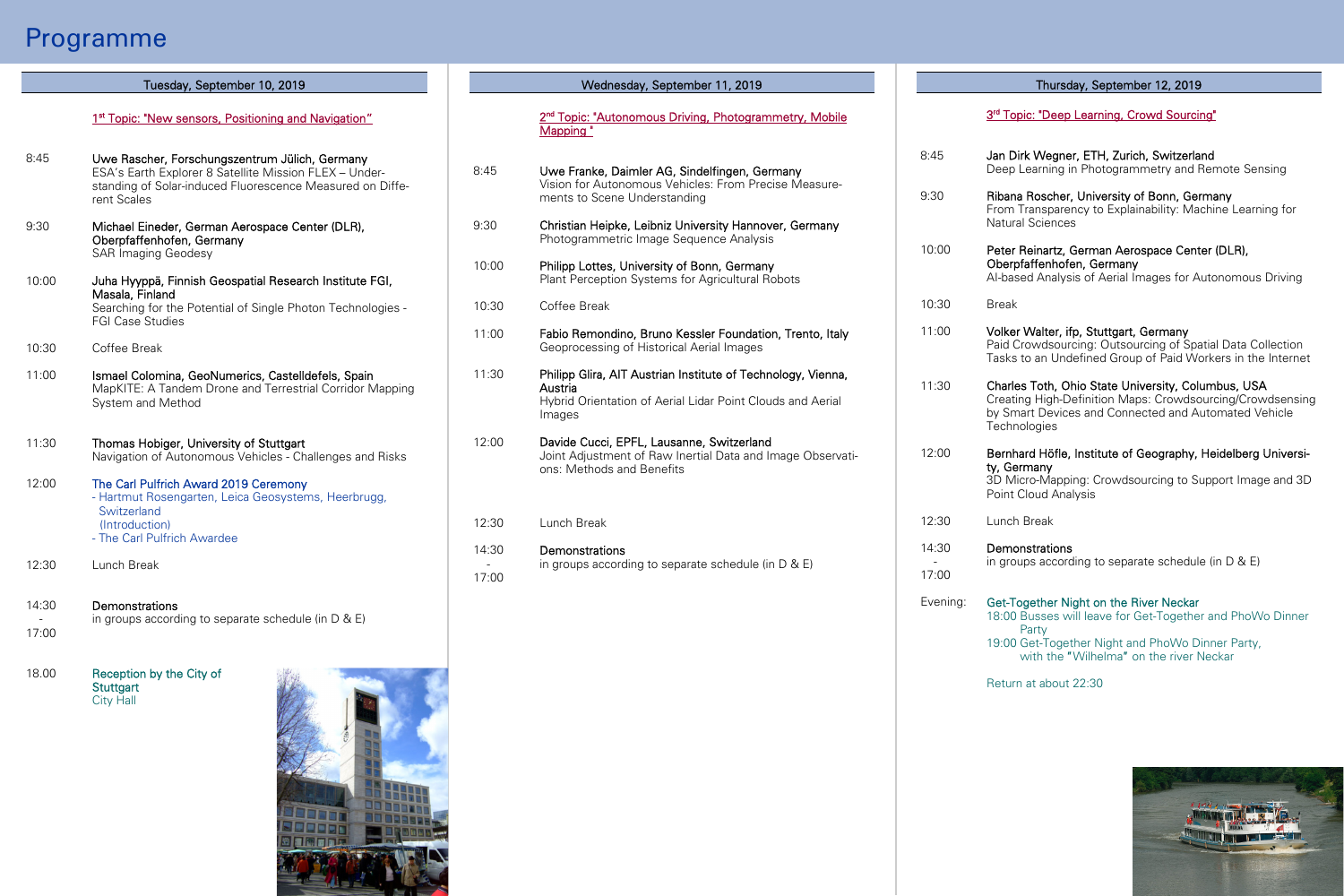# Programme

## Tuesday, September 10, 2019

1[st] Topic: "New sensors, Positioning and Navigation"

**8:45** — **Uwe Rascher, Forschungszentrum Jülich, Germany**
ESA's Earth Explorer 8 Satellite Mission FLEX – Understanding of Solar-induced Fluorescence Measured on Different Scales

**9:30** — **Michael Eineder, German Aerospace Center (DLR), Oberpfaffenhofen, Germany**
SAR Imaging Geodesy

**10:00** — **Juha Hyyppä, Finnish Geospatial Research Institute FGI, Masala, Finland**
Searching for the Potential of Single Photon Technologies - FGI Case Studies

**10:30** — Coffee Break

**11:00** — **Ismael Colomina, GeoNumerics, Castelldefels, Spain**
MapKITE: A Tandem Drone and Terrestrial Corridor Mapping System and Method

**11:30** — **Thomas Hobiger, University of Stuttgart**
Navigation of Autonomous Vehicles - Challenges and Risks

**12:00** — The Carl Pulfrich Award 2019 Ceremony
- Hartmut Rosengarten, Leica Geosystems, Heerbrugg, Switzerland (Introduction)
- The Carl Pulfrich Awardee

**12:30** — Lunch Break

**14:30 - 17:00** — **Demonstrations**
in groups according to separate schedule (in D & E)

**18.00** — Reception by the City of Stuttgart
City Hall

## Wednesday, September 11, 2019

2[nd] Topic: "Autonomous Driving, Photogrammetry, Mobile Mapping "

**8:45** — **Uwe Franke, Daimler AG, Sindelfingen, Germany**
Vision for Autonomous Vehicles: From Precise Measurements to Scene Understanding

**9:30** — **Christian Heipke, Leibniz University Hannover, Germany**
Photogrammetric Image Sequence Analysis

**10:00** — **Philipp Lottes, University of Bonn, Germany**
Plant Perception Systems for Agricultural Robots

**10:30** — Coffee Break

**11:00** — **Fabio Remondino, Bruno Kessler Foundation, Trento, Italy**
Geoprocessing of Historical Aerial Images

**11:30** — **Philipp Glira, AIT Austrian Institute of Technology, Vienna, Austria**
Hybrid Orientation of Aerial Lidar Point Clouds and Aerial Images

**12:00** — **Davide Cucci, EPFL, Lausanne, Switzerland**
Joint Adjustment of Raw Inertial Data and Image Observations: Methods and Benefits

**12:30** — Lunch Break

**14:30 - 17:00** — **Demonstrations**
in groups according to separate schedule (in D & E)

## Thursday, September 12, 2019

3[rd] Topic: "Deep Learning, Crowd Sourcing"

**8:45** — **Jan Dirk Wegner, ETH, Zurich, Switzerland**
Deep Learning in Photogrammetry and Remote Sensing

**9:30** — **Ribana Roscher, University of Bonn, Germany**
From Transparency to Explainability: Machine Learning for Natural Sciences

**10:00** — **Peter Reinartz, German Aerospace Center (DLR), Oberpfaffenhofen, Germany**
AI-based Analysis of Aerial Images for Autonomous Driving

**10:30** — Break

**11:00** — **Volker Walter, ifp, Stuttgart, Germany**
Paid Crowdsourcing: Outsourcing of Spatial Data Collection Tasks to an Undefined Group of Paid Workers in the Internet

**11:30** — **Charles Toth, Ohio State University, Columbus, USA**
Creating High-Definition Maps: Crowdsourcing/Crowdsensing by Smart Devices and Connected and Automated Vehicle Technologies

**12:00** — **Bernhard Höfle, Institute of Geography, Heidelberg University, Germany**
3D Micro-Mapping: Crowdsourcing to Support Image and 3D Point Cloud Analysis

**12:30** — Lunch Break

**14:30 - 17:00** — **Demonstrations**
in groups according to separate schedule (in D & E)

**Evening:** — Get-Together Night on the River Neckar
18:00 Busses will leave for Get-Together and PhoWo Dinner Party
19:00 Get-Together Night and PhoWo Dinner Party, with the "Wilhelma" on the river Neckar

Return at about 22:30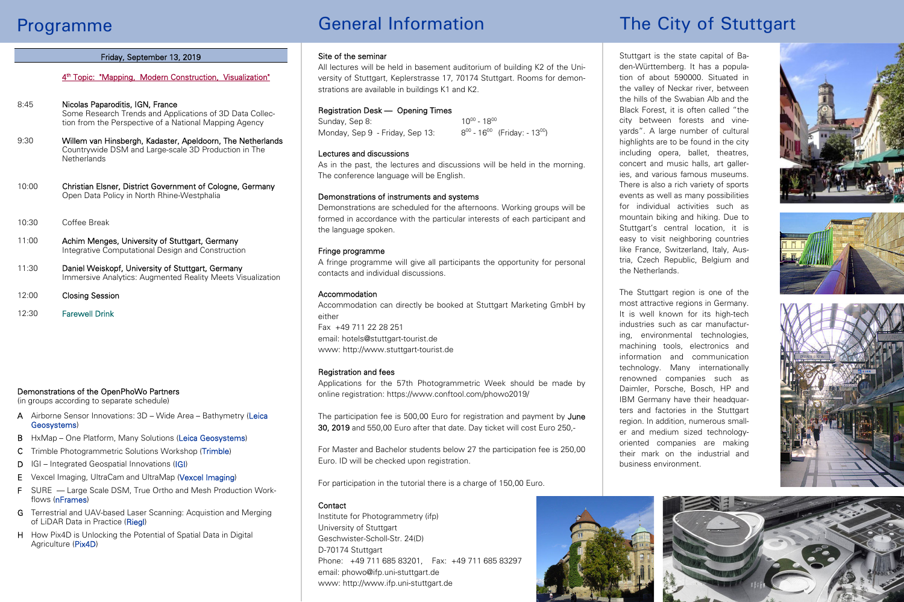# Programme

**Friday, September 13, 2019**

4th Topic: "Mapping, Modern Construction, Visualization"

8:45 — **Nicolas Paparoditis, IGN, France**
Some Research Trends and Applications of 3D Data Collection from the Perspective of a National Mapping Agency

9:30 — **Willem van Hinsbergh, Kadaster, Apeldoorn, The Netherlands**
Countrywide DSM and Large-scale 3D Production in The Netherlands

10:00 — **Christian Elsner, District Government of Cologne, Germany**
Open Data Policy in North Rhine-Westphalia

10:30 — Coffee Break

11:00 — **Achim Menges, University of Stuttgart, Germany**
Integrative Computational Design and Construction

11:30 — **Daniel Weiskopf, University of Stuttgart, Germany**
Immersive Analytics: Augmented Reality Meets Visualization

12:00 — **Closing Session**

12:30 — Farewell Drink

**Demonstrations of the OpenPhoWo Partners**
(in groups according to separate schedule)

- A Airborne Sensor Innovations: 3D – Wide Area – Bathymetry (Leica Geosystems)
- B HxMap – One Platform, Many Solutions (Leica Geosystems)
- C Trimble Photogrammetric Solutions Workshop (Trimble)
- D IGI – Integrated Geospatial Innovations (IGI)
- E Vexcel Imaging, UltraCam and UltraMap (Vexcel Imaging)
- F SURE — Large Scale DSM, True Ortho and Mesh Production Workflows (nFrames)
- G Terrestrial and UAV-based Laser Scanning: Acquistion and Merging of LiDAR Data in Practice (Riegl)
- H How Pix4D is Unlocking the Potential of Spatial Data in Digital Agriculture (Pix4D)

# General Information

**Site of the seminar**
All lectures will be held in basement auditorium of building K2 of the University of Stuttgart, Keplerstrasse 17, 70174 Stuttgart. Rooms for demonstrations are available in buildings K1 and K2.

**Registration Desk — Opening Times**

| | |
|---|---|
| Sunday, Sep 8: | $10^{00}$ - $18^{00}$ |
| Monday, Sep 9 - Friday, Sep 13: | $8^{00}$ - $16^{00}$ (Friday: - $13^{00}$) |

**Lectures and discussions**
As in the past, the lectures and discussions will be held in the morning. The conference language will be English.

**Demonstrations of instruments and systems**
Demonstrations are scheduled for the afternoons. Working groups will be formed in accordance with the particular interests of each participant and the language spoken.

**Fringe programme**
A fringe programme will give all participants the opportunity for personal contacts and individual discussions.

**Accommodation**
Accommodation can directly be booked at Stuttgart Marketing GmbH by either
Fax +49 711 22 28 251
email: hotels@stuttgart-tourist.de
www: http://www.stuttgart-tourist.de

**Registration and fees**
Applications for the 57th Photogrammetric Week should be made by online registration: https://www.conftool.com/phowo2019/

The participation fee is 500,00 Euro for registration and payment by **June 30, 2019** and 550,00 Euro after that date. Day ticket will cost Euro 250,-

For Master and Bachelor students below 27 the participation fee is 250,00 Euro. ID will be checked upon registration.

For participation in the tutorial there is a charge of 150,00 Euro.

**Contact**
Institute for Photogrammetry (ifp)
University of Stuttgart
Geschwister-Scholl-Str. 24(D)
D-70174 Stuttgart
Phone: +49 711 685 83201, Fax: +49 711 685 83297
email: phowo@ifp.uni-stuttgart.de
www: http://www.ifp.uni-stuttgart.de

# The City of Stuttgart

Stuttgart is the state capital of Baden-Württemberg. It has a population of about 590000. Situated in the valley of Neckar river, between the hills of the Swabian Alb and the Black Forest, it is often called "the city between forests and vineyards". A large number of cultural highlights are to be found in the city including opera, ballet, theatres, concert and music halls, art galleries, and various famous museums. There is also a rich variety of sports events as well as many possibilities for individual activities such as mountain biking and hiking. Due to Stuttgart's central location, it is easy to visit neighboring countries like France, Switzerland, Italy, Austria, Czech Republic, Belgium and the Netherlands.

The Stuttgart region is one of the most attractive regions in Germany. It is well known for its high-tech industries such as car manufacturing, environmental technologies, machining tools, electronics and information and communication technology. Many internationally renowned companies such as Daimler, Porsche, Bosch, HP and IBM Germany have their headquarters and factories in the Stuttgart region. In addition, numerous smaller and medium sized technology-oriented companies are making their mark on the industrial and business environment.